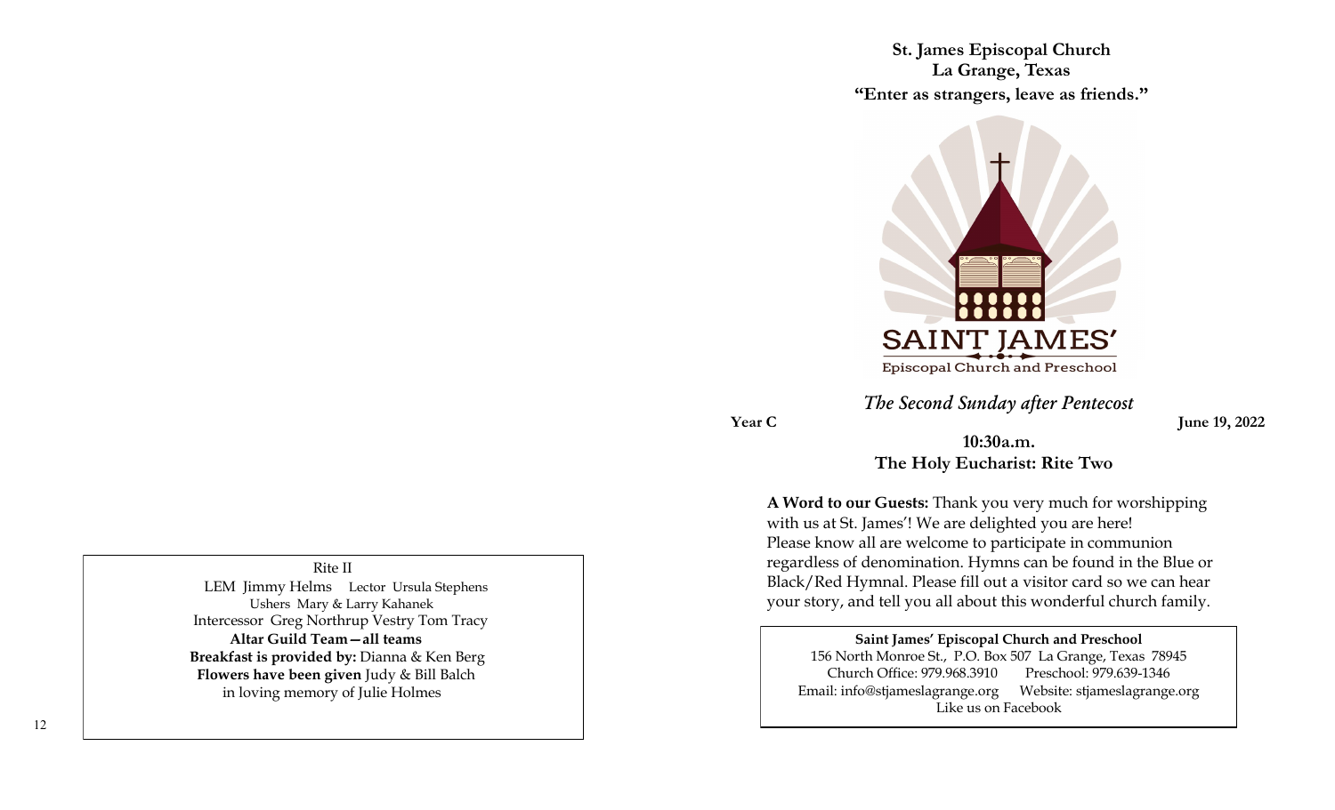Rite II

LEM Jimmy Helms Lector Ursula Stephens
Ushers Mary & Larry Kahanek
Intercessor Greg Northrup Vestry Tom Tracy
**Altar Guild Team—all teams**
**Breakfast is provided by:** Dianna & Ken Berg
**Flowers have been given** Judy & Bill Balch
in loving memory of Julie Holmes

**St. James Episcopal Church**
**La Grange, Texas**
**"Enter as strangers, leave as friends."**

SAINT JAMES'
Episcopal Church and Preschool

*The Second Sunday after Pentecost*

**Year C** **June 19, 2022**

**10:30a.m.**
**The Holy Eucharist: Rite Two**

**A Word to our Guests:** Thank you very much for worshipping with us at St. James'! We are delighted you are here! Please know all are welcome to participate in communion regardless of denomination. Hymns can be found in the Blue or Black/Red Hymnal. Please fill out a visitor card so we can hear your story, and tell you all about this wonderful church family.

**Saint James' Episcopal Church and Preschool**
156 North Monroe St., P.O. Box 507 La Grange, Texas 78945
Church Office: 979.968.3910 Preschool: 979.639-1346
Email: info@stjameslagrange.org Website: stjameslagrange.org
Like us on Facebook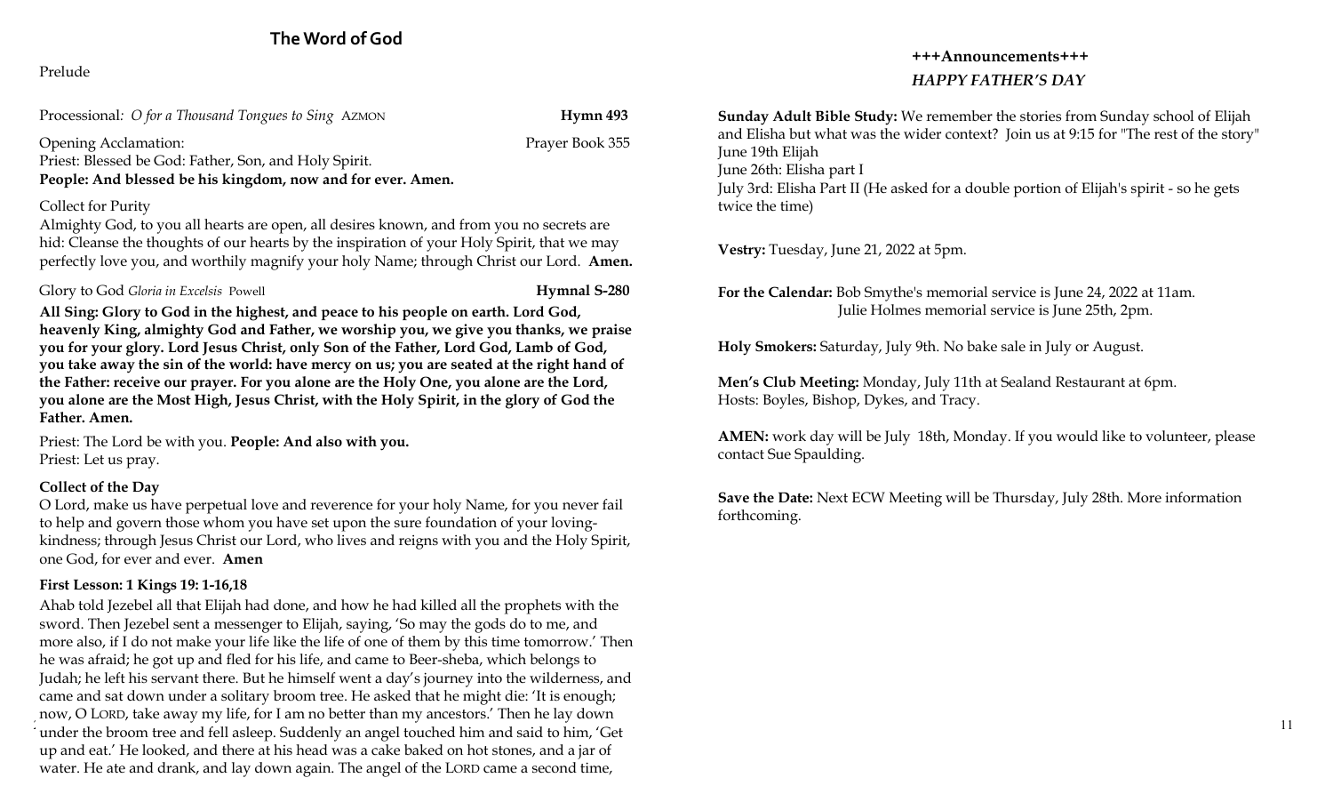## The Word of God

Prelude

Processional*: O for a Thousand Tongues to Sing* AZMON **Hymn 493**

Opening Acclamation: Prayer Book 355

Priest: Blessed be God: Father, Son, and Holy Spirit.

**People: And blessed be his kingdom, now and for ever. Amen.**

Collect for Purity

Almighty God, to you all hearts are open, all desires known, and from you no secrets are hid: Cleanse the thoughts of our hearts by the inspiration of your Holy Spirit, that we may perfectly love you, and worthily magnify your holy Name; through Christ our Lord. **Amen.**

Glory to God *Gloria in Excelsis* Powell **Hymnal S-280**

**All Sing: Glory to God in the highest, and peace to his people on earth. Lord God, heavenly King, almighty God and Father, we worship you, we give you thanks, we praise you for your glory. Lord Jesus Christ, only Son of the Father, Lord God, Lamb of God, you take away the sin of the world: have mercy on us; you are seated at the right hand of the Father: receive our prayer. For you alone are the Holy One, you alone are the Lord, you alone are the Most High, Jesus Christ, with the Holy Spirit, in the glory of God the Father. Amen.**

Priest: The Lord be with you. **People: And also with you.**

Priest: Let us pray.

**Collect of the Day**

O Lord, make us have perpetual love and reverence for your holy Name, for you never fail to help and govern those whom you have set upon the sure foundation of your loving-kindness; through Jesus Christ our Lord, who lives and reigns with you and the Holy Spirit, one God, for ever and ever. **Amen**

**First Lesson: 1 Kings 19: 1-16,18**

Ahab told Jezebel all that Elijah had done, and how he had killed all the prophets with the sword. Then Jezebel sent a messenger to Elijah, saying, 'So may the gods do to me, and more also, if I do not make your life like the life of one of them by this time tomorrow.' Then he was afraid; he got up and fled for his life, and came to Beer-sheba, which belongs to Judah; he left his servant there. But he himself went a day's journey into the wilderness, and came and sat down under a solitary broom tree. He asked that he might die: 'It is enough; now, O LORD, take away my life, for I am no better than my ancestors.' Then he lay down under the broom tree and fell asleep. Suddenly an angel touched him and said to him, 'Get up and eat.' He looked, and there at his head was a cake baked on hot stones, and a jar of water. He ate and drank, and lay down again. The angel of the LORD came a second time,

## +++Announcements+++

### *HAPPY FATHER'S DAY*

**Sunday Adult Bible Study:** We remember the stories from Sunday school of Elijah and Elisha but what was the wider context? Join us at 9:15 for "The rest of the story"
June 19th Elijah
June 26th: Elisha part I
July 3rd: Elisha Part II (He asked for a double portion of Elijah's spirit - so he gets twice the time)

**Vestry:** Tuesday, June 21, 2022 at 5pm.

**For the Calendar:** Bob Smythe's memorial service is June 24, 2022 at 11am.
Julie Holmes memorial service is June 25th, 2pm.

**Holy Smokers:** Saturday, July 9th. No bake sale in July or August.

**Men's Club Meeting:** Monday, July 11th at Sealand Restaurant at 6pm.
Hosts: Boyles, Bishop, Dykes, and Tracy.

**AMEN:** work day will be July 18th, Monday. If you would like to volunteer, please contact Sue Spaulding.

**Save the Date:** Next ECW Meeting will be Thursday, July 28th. More information forthcoming.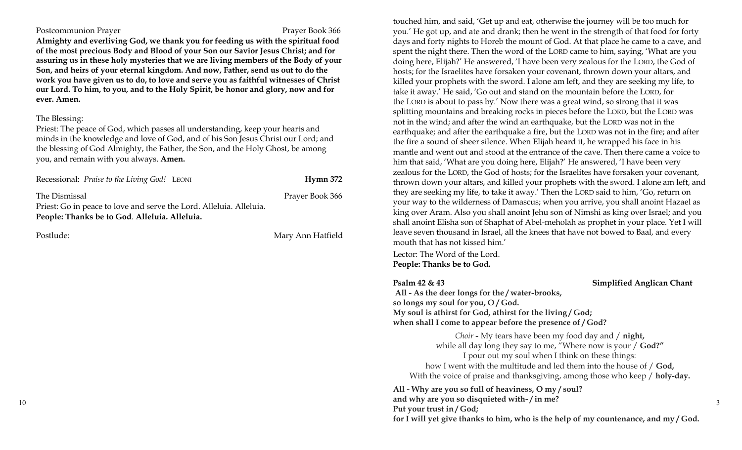Postcommunion Prayer Prayer Book 366

**Almighty and everliving God, we thank you for feeding us with the spiritual food of the most precious Body and Blood of your Son our Savior Jesus Christ; and for assuring us in these holy mysteries that we are living members of the Body of your Son, and heirs of your eternal kingdom. And now, Father, send us out to do the work you have given us to do, to love and serve you as faithful witnesses of Christ our Lord. To him, to you, and to the Holy Spirit, be honor and glory, now and for ever. Amen.**

The Blessing:

Priest: The peace of God, which passes all understanding, keep your hearts and minds in the knowledge and love of God, and of his Son Jesus Christ our Lord; and the blessing of God Almighty, the Father, the Son, and the Holy Ghost, be among you, and remain with you always. **Amen.**

Recessional: *Praise to the Living God!* LEONI **Hymn 372**

The Dismissal Prayer Book 366

Priest: Go in peace to love and serve the Lord. Alleluia. Alleluia.

**People: Thanks be to God**. **Alleluia. Alleluia.**

Postlude: Mary Ann Hatfield

touched him, and said, 'Get up and eat, otherwise the journey will be too much for you.' He got up, and ate and drank; then he went in the strength of that food for forty days and forty nights to Horeb the mount of God. At that place he came to a cave, and spent the night there. Then the word of the LORD came to him, saying, 'What are you doing here, Elijah?' He answered, 'I have been very zealous for the LORD, the God of hosts; for the Israelites have forsaken your covenant, thrown down your altars, and killed your prophets with the sword. I alone am left, and they are seeking my life, to take it away.' He said, 'Go out and stand on the mountain before the LORD, for the LORD is about to pass by.' Now there was a great wind, so strong that it was splitting mountains and breaking rocks in pieces before the LORD, but the LORD was not in the wind; and after the wind an earthquake, but the LORD was not in the earthquake; and after the earthquake a fire, but the LORD was not in the fire; and after the fire a sound of sheer silence. When Elijah heard it, he wrapped his face in his mantle and went out and stood at the entrance of the cave. Then there came a voice to him that said, 'What are you doing here, Elijah?' He answered, 'I have been very zealous for the LORD, the God of hosts; for the Israelites have forsaken your covenant, thrown down your altars, and killed your prophets with the sword. I alone am left, and they are seeking my life, to take it away.' Then the LORD said to him, 'Go, return on your way to the wilderness of Damascus; when you arrive, you shall anoint Hazael as king over Aram. Also you shall anoint Jehu son of Nimshi as king over Israel; and you shall anoint Elisha son of Shaphat of Abel-meholah as prophet in your place. Yet I will leave seven thousand in Israel, all the knees that have not bowed to Baal, and every mouth that has not kissed him.'

Lector: The Word of the Lord.

**People: Thanks be to God.**

**Psalm 42 & 43** **Simplified Anglican Chant**

**All - As the deer longs for the / water-brooks,**
**so longs my soul for you, O / God.**
**My soul is athirst for God, athirst for the living / God;**
**when shall I come to appear before the presence of / God?**

*Choir* - My tears have been my food day and / **night,**
while all day long they say to me, "Where now is your / **God?"**
I pour out my soul when I think on these things:
how I went with the multitude and led them into the house of / **God,**
With the voice of praise and thanksgiving, among those who keep / **holy-day.**

**All - Why are you so full of heaviness, O my / soul?**
**and why are you so disquieted with- / in me?**
**Put your trust in / God;**
**for I will yet give thanks to him, who is the help of my countenance, and my / God.**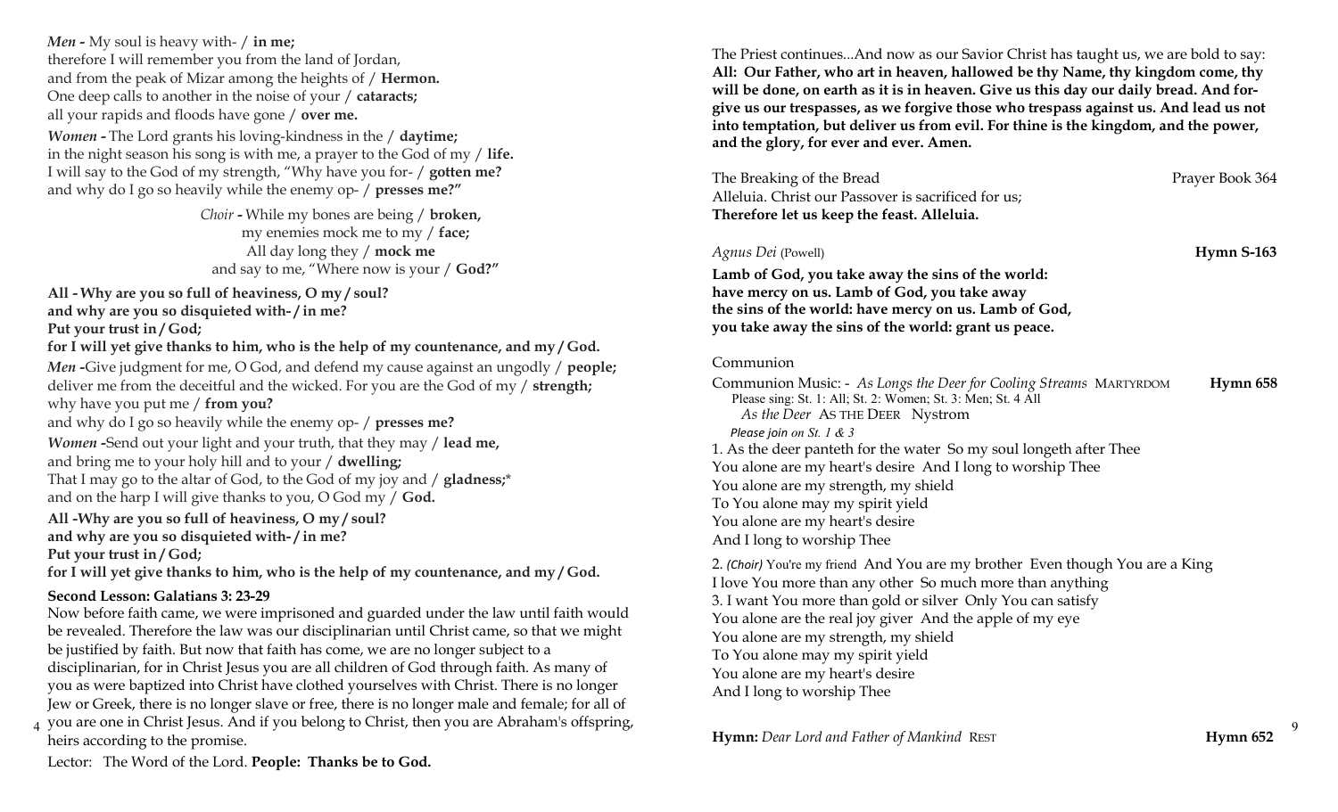*Men -* My soul is heavy with- / **in me;**
therefore I will remember you from the land of Jordan,
and from the peak of Mizar among the heights of / **Hermon.**
One deep calls to another in the noise of your / **cataracts;**
all your rapids and floods have gone / **over me.**

*Women -* The Lord grants his loving-kindness in the / **daytime;**
in the night season his song is with me, a prayer to the God of my / **life.**
I will say to the God of my strength, "Why have you for- / **gotten me?**
and why do I go so heavily while the enemy op- / **presses me?"**

*Choir -* While my bones are being / **broken,**
my enemies mock me to my / **face;**
All day long they / **mock me**
and say to me, "Where now is your / **God?"**

**All - Why are you so full of heaviness, O my / soul?**
**and why are you so disquieted with- / in me?**
**Put your trust in / God;**
**for I will yet give thanks to him, who is the help of my countenance, and my / God.**

*Men -*Give judgment for me, O God, and defend my cause against an ungodly / **people;**
deliver me from the deceitful and the wicked. For you are the God of my / **strength;**
why have you put me / **from you?**
and why do I go so heavily while the enemy op- / **presses me?**

*Women -*Send out your light and your truth, that they may / **lead me,**
and bring me to your holy hill and to your / **dwelling;**
That I may go to the altar of God, to the God of my joy and / **gladness;***
and on the harp I will give thanks to you, O God my / **God.**

**All -Why are you so full of heaviness, O my / soul?**
**and why are you so disquieted with- / in me?**
**Put your trust in / God;**
**for I will yet give thanks to him, who is the help of my countenance, and my / God.**

**Second Lesson: Galatians 3: 23-29**

Now before faith came, we were imprisoned and guarded under the law until faith would be revealed. Therefore the law was our disciplinarian until Christ came, so that we might be justified by faith. But now that faith has come, we are no longer subject to a disciplinarian, for in Christ Jesus you are all children of God through faith. As many of you as were baptized into Christ have clothed yourselves with Christ. There is no longer Jew or Greek, there is no longer slave or free, there is no longer male and female; for all of you are one in Christ Jesus. And if you belong to Christ, then you are Abraham's offspring, heirs according to the promise.

Lector: The Word of the Lord. **People: Thanks be to God.**

The Priest continues...And now as our Savior Christ has taught us, we are bold to say:
**All: Our Father, who art in heaven, hallowed be thy Name, thy kingdom come, thy will be done, on earth as it is in heaven. Give us this day our daily bread. And forgive us our trespasses, as we forgive those who trespass against us. And lead us not into temptation, but deliver us from evil. For thine is the kingdom, and the power, and the glory, for ever and ever. Amen.**

The Breaking of the Bread — Prayer Book 364
Alleluia. Christ our Passover is sacrificed for us;
**Therefore let us keep the feast. Alleluia.**

*Agnus Dei* (Powell) — **Hymn S-163**

**Lamb of God, you take away the sins of the world:**
**have mercy on us. Lamb of God, you take away**
**the sins of the world: have mercy on us. Lamb of God,**
**you take away the sins of the world: grant us peace.**

Communion

Communion Music: - *As Longs the Deer for Cooling Streams* MARTYRDOM — **Hymn 658**
Please sing: St. 1: All; St. 2: Women; St. 3: Men; St. 4 All
*As the Deer* AS THE DEER Nystrom
*Please join on St. 1 & 3*

1. As the deer panteth for the water So my soul longeth after Thee
You alone are my heart's desire And I long to worship Thee
You alone are my strength, my shield
To You alone may my spirit yield
You alone are my heart's desire
And I long to worship Thee

2. *(Choir)* You're my friend And You are my brother Even though You are a King
I love You more than any other So much more than anything
3. I want You more than gold or silver Only You can satisfy
You alone are the real joy giver And the apple of my eye
You alone are my strength, my shield
To You alone may my spirit yield
You alone are my heart's desire
And I long to worship Thee

**Hymn:** *Dear Lord and Father of Mankind* REST — **Hymn 652**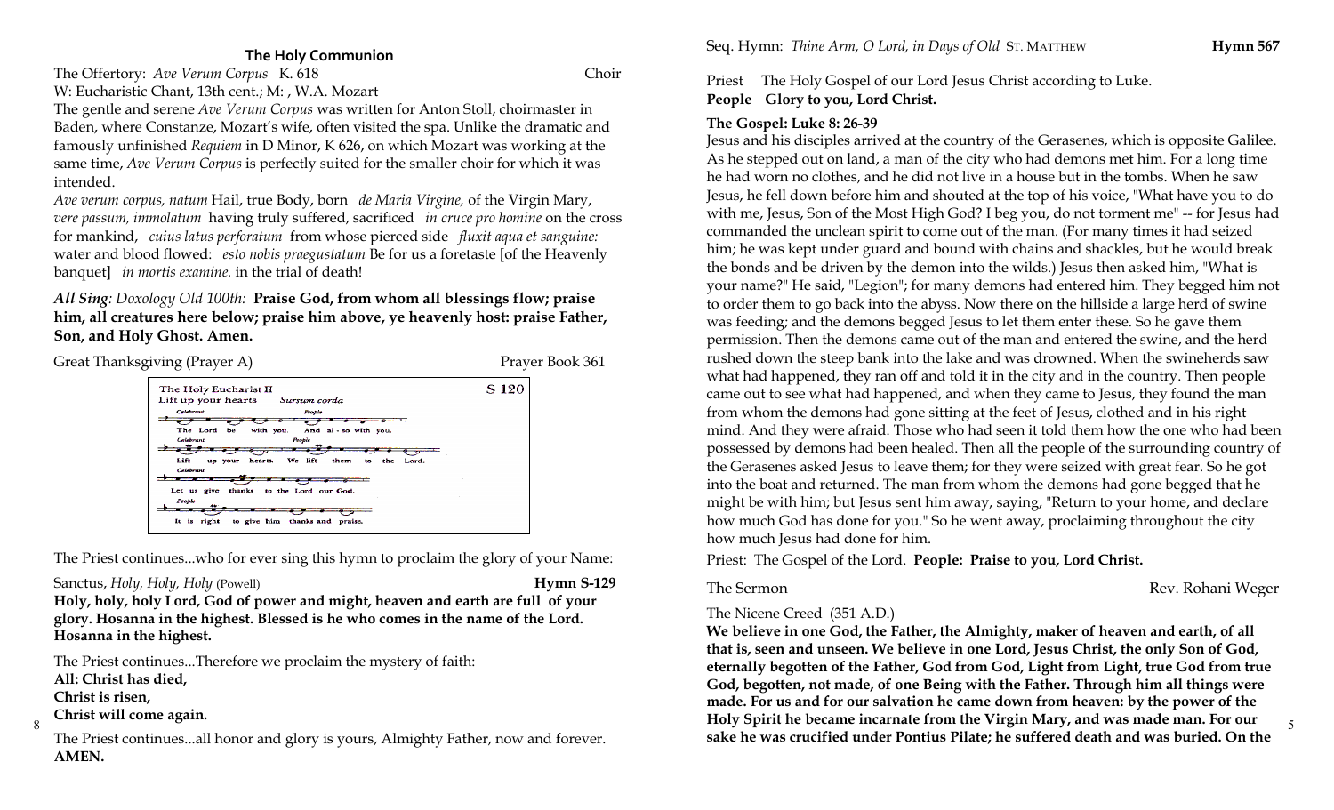## The Holy Communion

The Offertory: *Ave Verum Corpus* K. 618 Choir

W: Eucharistic Chant, 13th cent.; M: , W.A. Mozart

The gentle and serene *Ave Verum Corpus* was written for Anton Stoll, choirmaster in Baden, where Constanze, Mozart's wife, often visited the spa. Unlike the dramatic and famously unfinished *Requiem* in D Minor, K 626, on which Mozart was working at the same time, *Ave Verum Corpus* is perfectly suited for the smaller choir for which it was intended.

*Ave verum corpus, natum* Hail, true Body, born *de Maria Virgine,* of the Virgin Mary, *vere passum, immolatum* having truly suffered, sacrificed *in cruce pro homine* on the cross for mankind, *cuius latus perforatum* from whose pierced side *fluxit aqua et sanguine:* water and blood flowed: *esto nobis praegustatum* Be for us a foretaste [of the Heavenly banquet] *in mortis examine.* in the trial of death!

***All Sing**: Doxology Old 100th:* **Praise God, from whom all blessings flow; praise him, all creatures here below; praise him above, ye heavenly host: praise Father, Son, and Holy Ghost. Amen.**

Great Thanksgiving (Prayer A) Prayer Book 361

The Holy Eucharist II S 120
Lift up your hearts *Sursum corda*

*Celebrant* The Lord be with you. *People* And also with you.
*Celebrant* Lift up your hearts. *People* We lift them to the Lord.
*Celebrant* Let us give thanks to the Lord our God.
*People* It is right to give him thanks and praise.

The Priest continues...who for ever sing this hymn to proclaim the glory of your Name:

Sanctus, *Holy, Holy, Holy* (Powell) **Hymn S-129**

**Holy, holy, holy Lord, God of power and might, heaven and earth are full of your glory. Hosanna in the highest. Blessed is he who comes in the name of the Lord. Hosanna in the highest.**

The Priest continues...Therefore we proclaim the mystery of faith:

**All: Christ has died,**
**Christ is risen,**
**Christ will come again.**

The Priest continues...all honor and glory is yours, Almighty Father, now and forever. **AMEN.**

Seq. Hymn: *Thine Arm, O Lord, in Days of Old* ST. MATTHEW **Hymn 567**

Priest The Holy Gospel of our Lord Jesus Christ according to Luke.
**People Glory to you, Lord Christ.**

**The Gospel: Luke 8: 26-39**

Jesus and his disciples arrived at the country of the Gerasenes, which is opposite Galilee. As he stepped out on land, a man of the city who had demons met him. For a long time he had worn no clothes, and he did not live in a house but in the tombs. When he saw Jesus, he fell down before him and shouted at the top of his voice, "What have you to do with me, Jesus, Son of the Most High God? I beg you, do not torment me" -- for Jesus had commanded the unclean spirit to come out of the man. (For many times it had seized him; he was kept under guard and bound with chains and shackles, but he would break the bonds and be driven by the demon into the wilds.) Jesus then asked him, "What is your name?" He said, "Legion"; for many demons had entered him. They begged him not to order them to go back into the abyss. Now there on the hillside a large herd of swine was feeding; and the demons begged Jesus to let them enter these. So he gave them permission. Then the demons came out of the man and entered the swine, and the herd rushed down the steep bank into the lake and was drowned. When the swineherds saw what had happened, they ran off and told it in the city and in the country. Then people came out to see what had happened, and when they came to Jesus, they found the man from whom the demons had gone sitting at the feet of Jesus, clothed and in his right mind. And they were afraid. Those who had seen it told them how the one who had been possessed by demons had been healed. Then all the people of the surrounding country of the Gerasenes asked Jesus to leave them; for they were seized with great fear. So he got into the boat and returned. The man from whom the demons had gone begged that he might be with him; but Jesus sent him away, saying, "Return to your home, and declare how much God has done for you." So he went away, proclaiming throughout the city how much Jesus had done for him.

Priest: The Gospel of the Lord. **People: Praise to you, Lord Christ.**

The Sermon Rev. Rohani Weger

The Nicene Creed (351 A.D.)

**We believe in one God, the Father, the Almighty, maker of heaven and earth, of all that is, seen and unseen. We believe in one Lord, Jesus Christ, the only Son of God, eternally begotten of the Father, God from God, Light from Light, true God from true God, begotten, not made, of one Being with the Father. Through him all things were made. For us and for our salvation he came down from heaven: by the power of the Holy Spirit he became incarnate from the Virgin Mary, and was made man. For our sake he was crucified under Pontius Pilate; he suffered death and was buried. On the**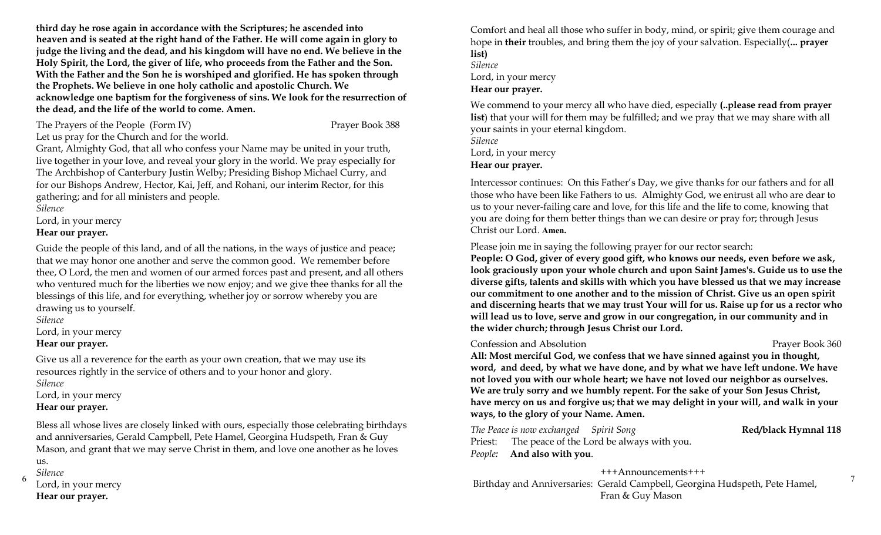**third day he rose again in accordance with the Scriptures; he ascended into heaven and is seated at the right hand of the Father. He will come again in glory to judge the living and the dead, and his kingdom will have no end. We believe in the Holy Spirit, the Lord, the giver of life, who proceeds from the Father and the Son. With the Father and the Son he is worshiped and glorified. He has spoken through the Prophets. We believe in one holy catholic and apostolic Church. We acknowledge one baptism for the forgiveness of sins. We look for the resurrection of the dead, and the life of the world to come. Amen.**

The Prayers of the People (Form IV) Prayer Book 388

Let us pray for the Church and for the world.

Grant, Almighty God, that all who confess your Name may be united in your truth, live together in your love, and reveal your glory in the world. We pray especially for The Archbishop of Canterbury Justin Welby; Presiding Bishop Michael Curry, and for our Bishops Andrew, Hector, Kai, Jeff, and Rohani, our interim Rector, for this gathering; and for all ministers and people.

*Silence*

Lord, in your mercy

**Hear our prayer.**

Guide the people of this land, and of all the nations, in the ways of justice and peace; that we may honor one another and serve the common good. We remember before thee, O Lord, the men and women of our armed forces past and present, and all others who ventured much for the liberties we now enjoy; and we give thee thanks for all the blessings of this life, and for everything, whether joy or sorrow whereby you are drawing us to yourself.

*Silence*

Lord, in your mercy

**Hear our prayer.**

Give us all a reverence for the earth as your own creation, that we may use its resources rightly in the service of others and to your honor and glory.

*Silence*

Lord, in your mercy

**Hear our prayer.**

Bless all whose lives are closely linked with ours, especially those celebrating birthdays and anniversaries, Gerald Campbell, Pete Hamel, Georgina Hudspeth, Fran & Guy Mason, and grant that we may serve Christ in them, and love one another as he loves us.

*Silence*

Lord, in your mercy

**Hear our prayer.**

Comfort and heal all those who suffer in body, mind, or spirit; give them courage and hope in **their** troubles, and bring them the joy of your salvation. Especially(**... prayer list)**

*Silence*

Lord, in your mercy

**Hear our prayer.**

We commend to your mercy all who have died, especially **(..please read from prayer list**) that your will for them may be fulfilled; and we pray that we may share with all your saints in your eternal kingdom.

*Silence*

Lord, in your mercy

**Hear our prayer.**

Intercessor continues: On this Father's Day, we give thanks for our fathers and for all those who have been like Fathers to us. Almighty God, we entrust all who are dear to us to your never-failing care and love, for this life and the life to come, knowing that you are doing for them better things than we can desire or pray for; through Jesus Christ our Lord. **Amen.**

Please join me in saying the following prayer for our rector search:

**People: O God, giver of every good gift, who knows our needs, even before we ask, look graciously upon your whole church and upon Saint James's. Guide us to use the diverse gifts, talents and skills with which you have blessed us that we may increase our commitment to one another and to the mission of Christ. Give us an open spirit and discerning hearts that we may trust Your will for us. Raise up for us a rector who will lead us to love, serve and grow in our congregation, in our community and in the wider church; through Jesus Christ our Lord.**

Confession and Absolution Prayer Book 360

**All: Most merciful God, we confess that we have sinned against you in thought, word, and deed, by what we have done, and by what we have left undone. We have not loved you with our whole heart; we have not loved our neighbor as ourselves. We are truly sorry and we humbly repent. For the sake of your Son Jesus Christ, have mercy on us and forgive us; that we may delight in your will, and walk in your ways, to the glory of your Name. Amen.**

*The Peace is now exchanged* *Spirit Song* **Red/black Hymnal 118**

Priest: The peace of the Lord be always with you.

*People:* **And also with you**.

+++Announcements+++

Birthday and Anniversaries: Gerald Campbell, Georgina Hudspeth, Pete Hamel, Fran & Guy Mason